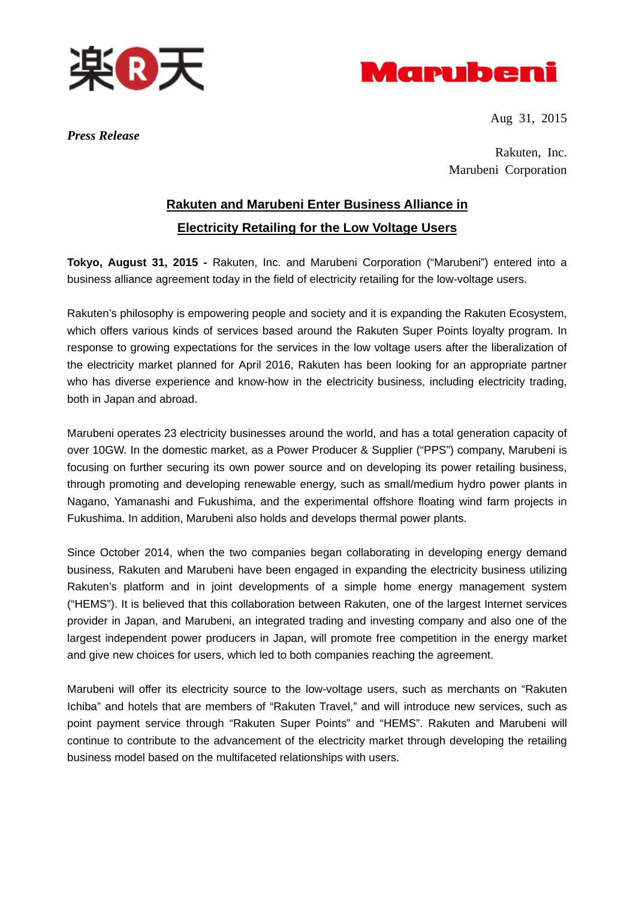Aug 31, 2015

*Press Release*

Rakuten, Inc.
Marubeni Corporation

# Rakuten and Marubeni Enter Business Alliance in Electricity Retailing for the Low Voltage Users

**Tokyo, August 31, 2015 -** Rakuten, Inc. and Marubeni Corporation ("Marubeni") entered into a business alliance agreement today in the field of electricity retailing for the low-voltage users.

Rakuten's philosophy is empowering people and society and it is expanding the Rakuten Ecosystem, which offers various kinds of services based around the Rakuten Super Points loyalty program. In response to growing expectations for the services in the low voltage users after the liberalization of the electricity market planned for April 2016, Rakuten has been looking for an appropriate partner who has diverse experience and know-how in the electricity business, including electricity trading, both in Japan and abroad.

Marubeni operates 23 electricity businesses around the world, and has a total generation capacity of over 10GW. In the domestic market, as a Power Producer & Supplier ("PPS") company, Marubeni is focusing on further securing its own power source and on developing its power retailing business, through promoting and developing renewable energy, such as small/medium hydro power plants in Nagano, Yamanashi and Fukushima, and the experimental offshore floating wind farm projects in Fukushima. In addition, Marubeni also holds and develops thermal power plants.

Since October 2014, when the two companies began collaborating in developing energy demand business, Rakuten and Marubeni have been engaged in expanding the electricity business utilizing Rakuten's platform and in joint developments of a simple home energy management system ("HEMS"). It is believed that this collaboration between Rakuten, one of the largest Internet services provider in Japan, and Marubeni, an integrated trading and investing company and also one of the largest independent power producers in Japan, will promote free competition in the energy market and give new choices for users, which led to both companies reaching the agreement.

Marubeni will offer its electricity source to the low-voltage users, such as merchants on "Rakuten Ichiba" and hotels that are members of "Rakuten Travel," and will introduce new services, such as point payment service through "Rakuten Super Points" and "HEMS". Rakuten and Marubeni will continue to contribute to the advancement of the electricity market through developing the retailing business model based on the multifaceted relationships with users.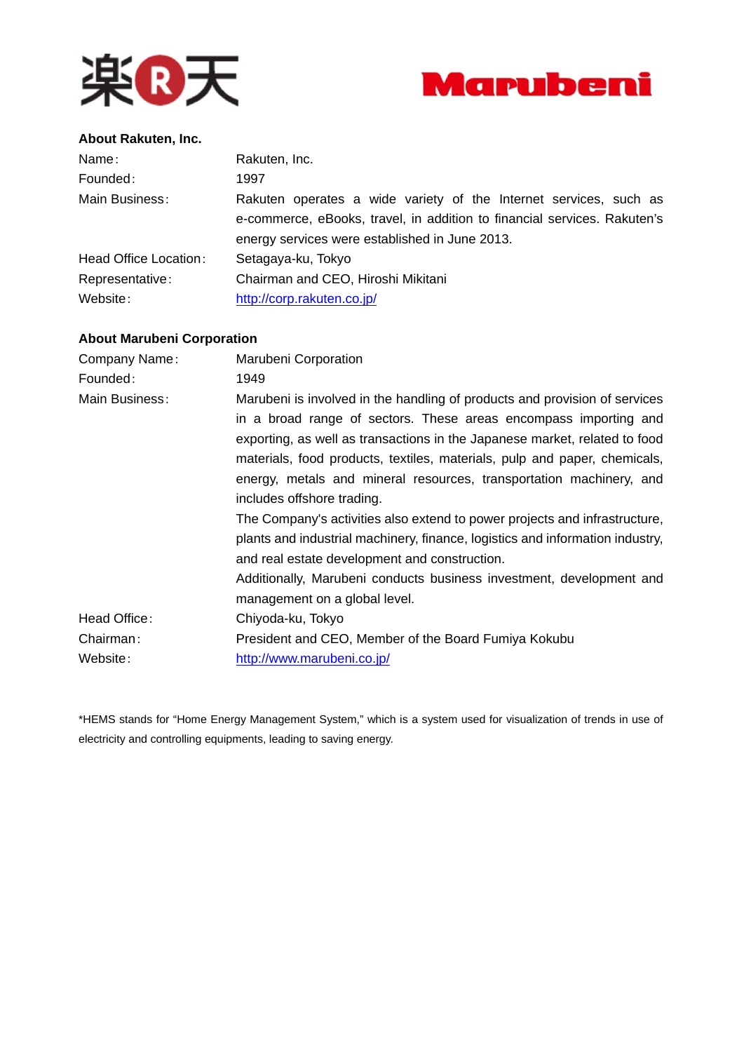楽天 Marubeni

**About Rakuten, Inc.**

| | |
|---|---|
| Name: | Rakuten, Inc. |
| Founded: | 1997 |
| Main Business: | Rakuten operates a wide variety of the Internet services, such as e-commerce, eBooks, travel, in addition to financial services. Rakuten's energy services were established in June 2013. |
| Head Office Location: | Setagaya-ku, Tokyo |
| Representative: | Chairman and CEO, Hiroshi Mikitani |
| Website: | http://corp.rakuten.co.jp/ |

**About Marubeni Corporation**

| | |
|---|---|
| Company Name: | Marubeni Corporation |
| Founded: | 1949 |
| Main Business: | Marubeni is involved in the handling of products and provision of services in a broad range of sectors. These areas encompass importing and exporting, as well as transactions in the Japanese market, related to food materials, food products, textiles, materials, pulp and paper, chemicals, energy, metals and mineral resources, transportation machinery, and includes offshore trading. The Company's activities also extend to power projects and infrastructure, plants and industrial machinery, finance, logistics and information industry, and real estate development and construction. Additionally, Marubeni conducts business investment, development and management on a global level. |
| Head Office: | Chiyoda-ku, Tokyo |
| Chairman: | President and CEO, Member of the Board Fumiya Kokubu |
| Website: | http://www.marubeni.co.jp/ |

*HEMS stands for "Home Energy Management System," which is a system used for visualization of trends in use of electricity and controlling equipments, leading to saving energy.